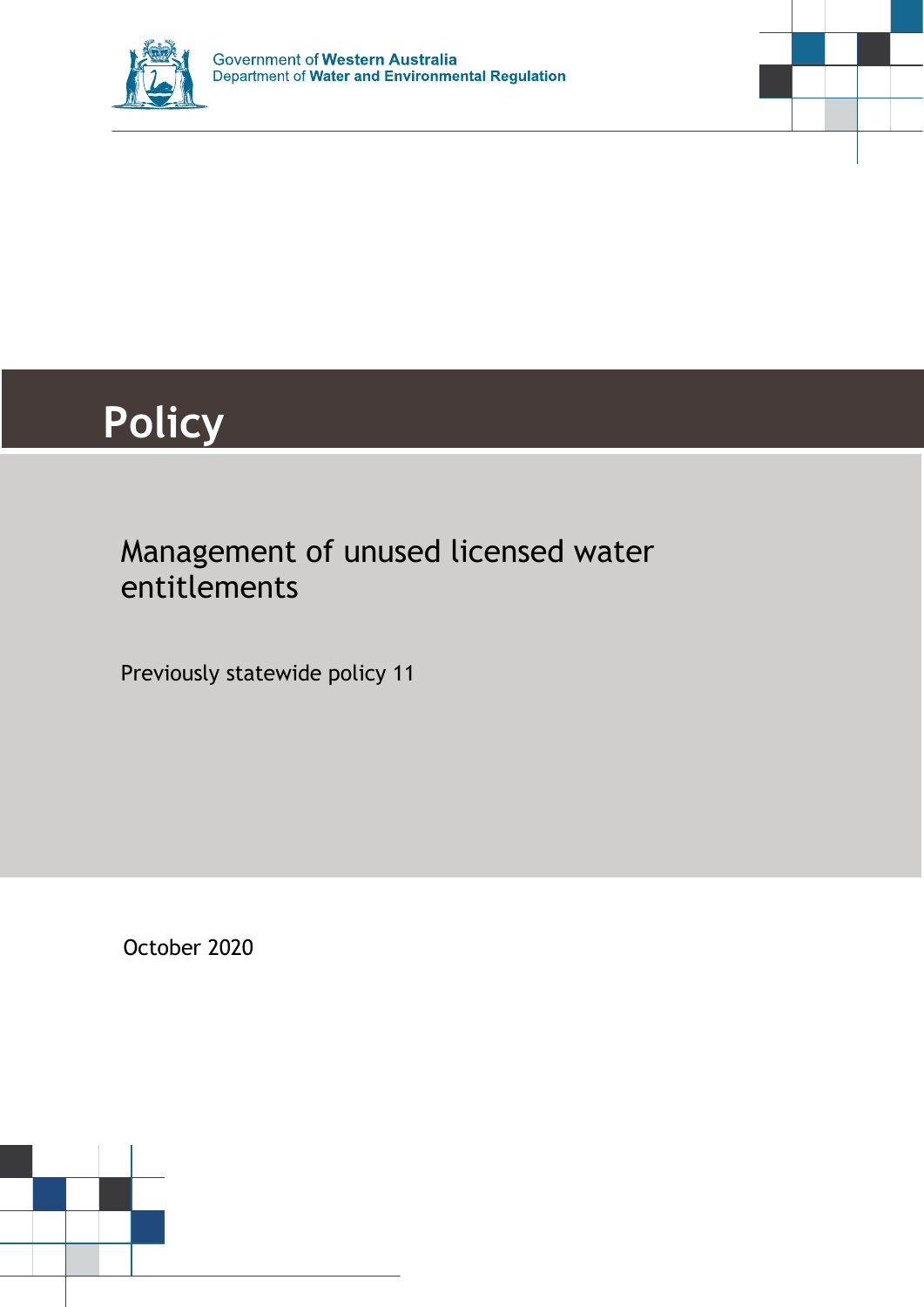Government of **Western Australia**
Department of **Water and Environmental Regulation**

# Policy

## Management of unused licensed water entitlements

Previously statewide policy 11

October 2020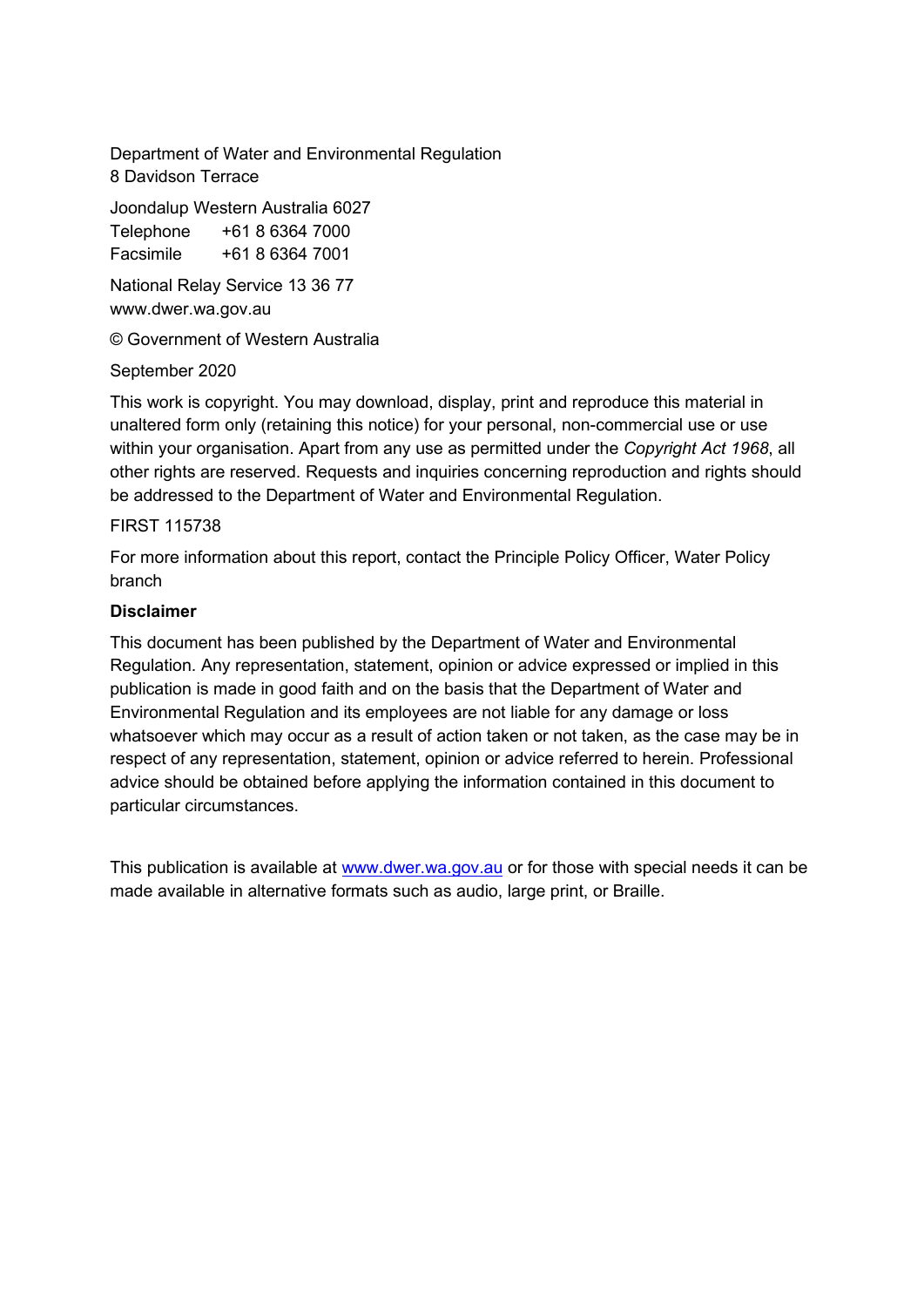Department of Water and Environmental Regulation
8 Davidson Terrace

Joondalup Western Australia 6027
Telephone +61 8 6364 7000
Facsimile +61 8 6364 7001

National Relay Service 13 36 77
www.dwer.wa.gov.au

© Government of Western Australia

September 2020

This work is copyright. You may download, display, print and reproduce this material in unaltered form only (retaining this notice) for your personal, non-commercial use or use within your organisation. Apart from any use as permitted under the *Copyright Act 1968*, all other rights are reserved. Requests and inquiries concerning reproduction and rights should be addressed to the Department of Water and Environmental Regulation.

FIRST 115738

For more information about this report, contact the Principle Policy Officer, Water Policy branch

**Disclaimer**

This document has been published by the Department of Water and Environmental Regulation. Any representation, statement, opinion or advice expressed or implied in this publication is made in good faith and on the basis that the Department of Water and Environmental Regulation and its employees are not liable for any damage or loss whatsoever which may occur as a result of action taken or not taken, as the case may be in respect of any representation, statement, opinion or advice referred to herein. Professional advice should be obtained before applying the information contained in this document to particular circumstances.

This publication is available at [www.dwer.wa.gov.au](http://www.dwer.wa.gov.au) or for those with special needs it can be made available in alternative formats such as audio, large print, or Braille.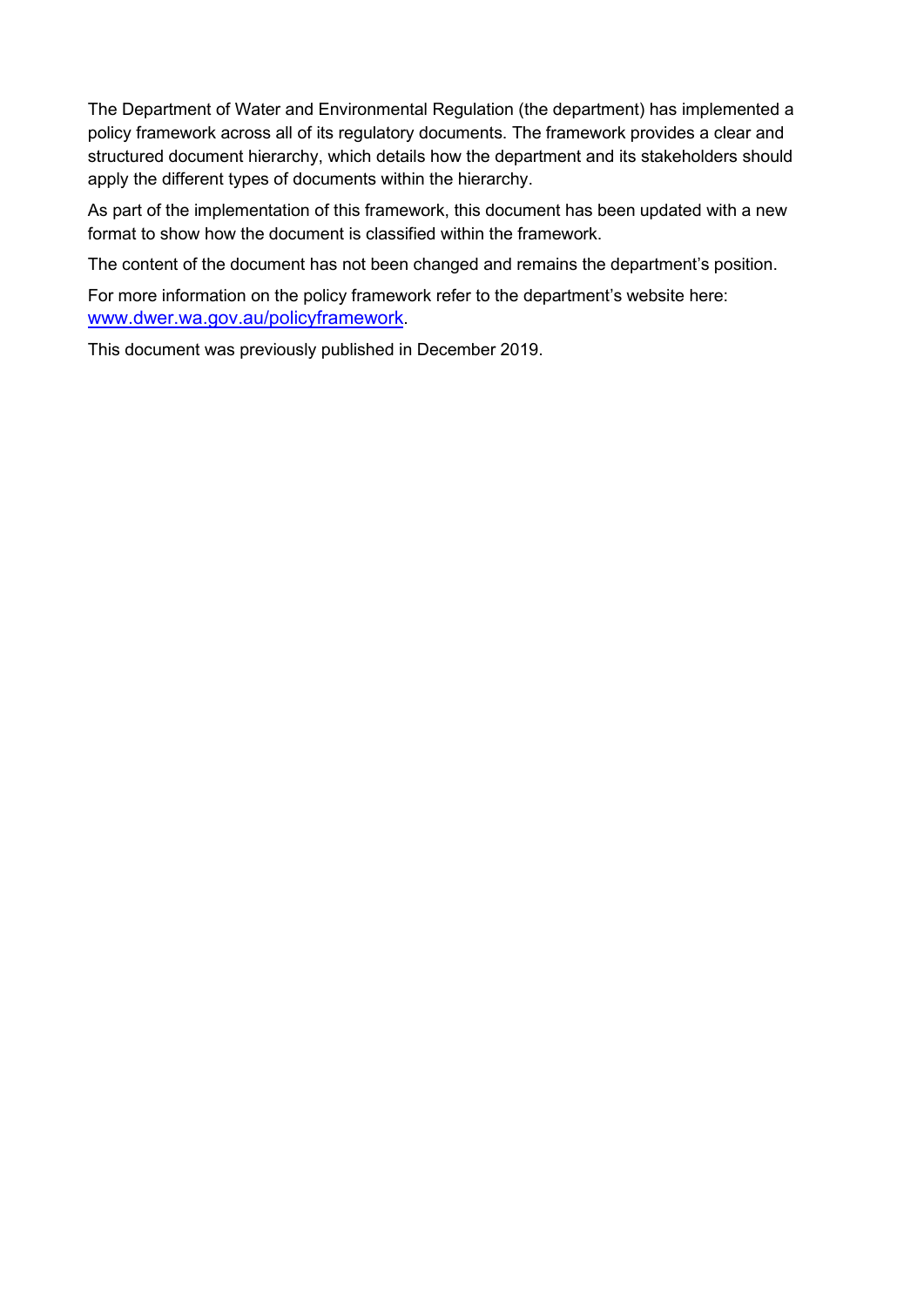The Department of Water and Environmental Regulation (the department) has implemented a policy framework across all of its regulatory documents. The framework provides a clear and structured document hierarchy, which details how the department and its stakeholders should apply the different types of documents within the hierarchy.

As part of the implementation of this framework, this document has been updated with a new format to show how the document is classified within the framework.

The content of the document has not been changed and remains the department's position.

For more information on the policy framework refer to the department's website here: [www.dwer.wa.gov.au/policyframework](http://www.dwer.wa.gov.au/policyframework).

This document was previously published in December 2019.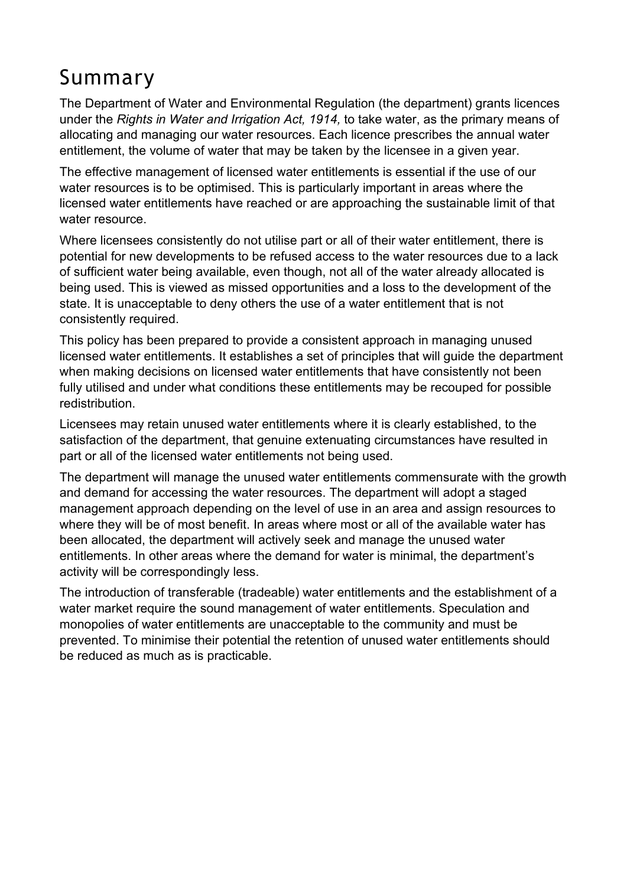# Summary

The Department of Water and Environmental Regulation (the department) grants licences under the *Rights in Water and Irrigation Act, 1914,* to take water, as the primary means of allocating and managing our water resources. Each licence prescribes the annual water entitlement, the volume of water that may be taken by the licensee in a given year.

The effective management of licensed water entitlements is essential if the use of our water resources is to be optimised. This is particularly important in areas where the licensed water entitlements have reached or are approaching the sustainable limit of that water resource.

Where licensees consistently do not utilise part or all of their water entitlement, there is potential for new developments to be refused access to the water resources due to a lack of sufficient water being available, even though, not all of the water already allocated is being used. This is viewed as missed opportunities and a loss to the development of the state. It is unacceptable to deny others the use of a water entitlement that is not consistently required.

This policy has been prepared to provide a consistent approach in managing unused licensed water entitlements. It establishes a set of principles that will guide the department when making decisions on licensed water entitlements that have consistently not been fully utilised and under what conditions these entitlements may be recouped for possible redistribution.

Licensees may retain unused water entitlements where it is clearly established, to the satisfaction of the department, that genuine extenuating circumstances have resulted in part or all of the licensed water entitlements not being used.

The department will manage the unused water entitlements commensurate with the growth and demand for accessing the water resources. The department will adopt a staged management approach depending on the level of use in an area and assign resources to where they will be of most benefit. In areas where most or all of the available water has been allocated, the department will actively seek and manage the unused water entitlements. In other areas where the demand for water is minimal, the department's activity will be correspondingly less.

The introduction of transferable (tradeable) water entitlements and the establishment of a water market require the sound management of water entitlements. Speculation and monopolies of water entitlements are unacceptable to the community and must be prevented. To minimise their potential the retention of unused water entitlements should be reduced as much as is practicable.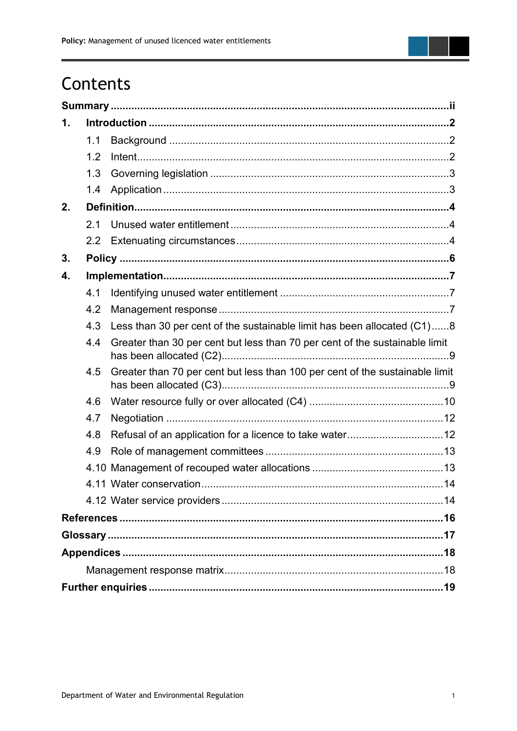# Contents

**Summary** ....................................................................................................... **ii**

**1. Introduction** ........................................................................................... **2**

- 1.1 Background ............................................................................................. 2
- 1.2 Intent ....................................................................................................... 2
- 1.3 Governing legislation ............................................................................... 3
- 1.4 Application .............................................................................................. 3

**2. Definition** ............................................................................................... **4**

- 2.1 Unused water entitlement ........................................................................ 4
- 2.2 Extenuating circumstances ...................................................................... 4

**3. Policy** ..................................................................................................... **6**

**4. Implementation** ...................................................................................... **7**

- 4.1 Identifying unused water entitlement ........................................................ 7
- 4.2 Management response ............................................................................. 7
- 4.3 Less than 30 per cent of the sustainable limit has been allocated (C1) ...... 8
- 4.4 Greater than 30 per cent but less than 70 per cent of the sustainable limit has been allocated (C2) ........................................................................... 9
- 4.5 Greater than 70 per cent but less than 100 per cent of the sustainable limit has been allocated (C3) ........................................................................... 9
- 4.6 Water resource fully or over allocated (C4) ............................................ 10
- 4.7 Negotiation ............................................................................................. 12
- 4.8 Refusal of an application for a licence to take water ............................... 12
- 4.9 Role of management committees ........................................................... 13
- 4.10 Management of recouped water allocations ........................................... 13
- 4.11 Water conservation ................................................................................ 14
- 4.12 Water service providers .......................................................................... 14

**References** ............................................................................................... **16**

**Glossary** ................................................................................................... **17**

**Appendices** ............................................................................................... **18**

- Management response matrix ..................................................................... 18

**Further enquiries** ...................................................................................... **19**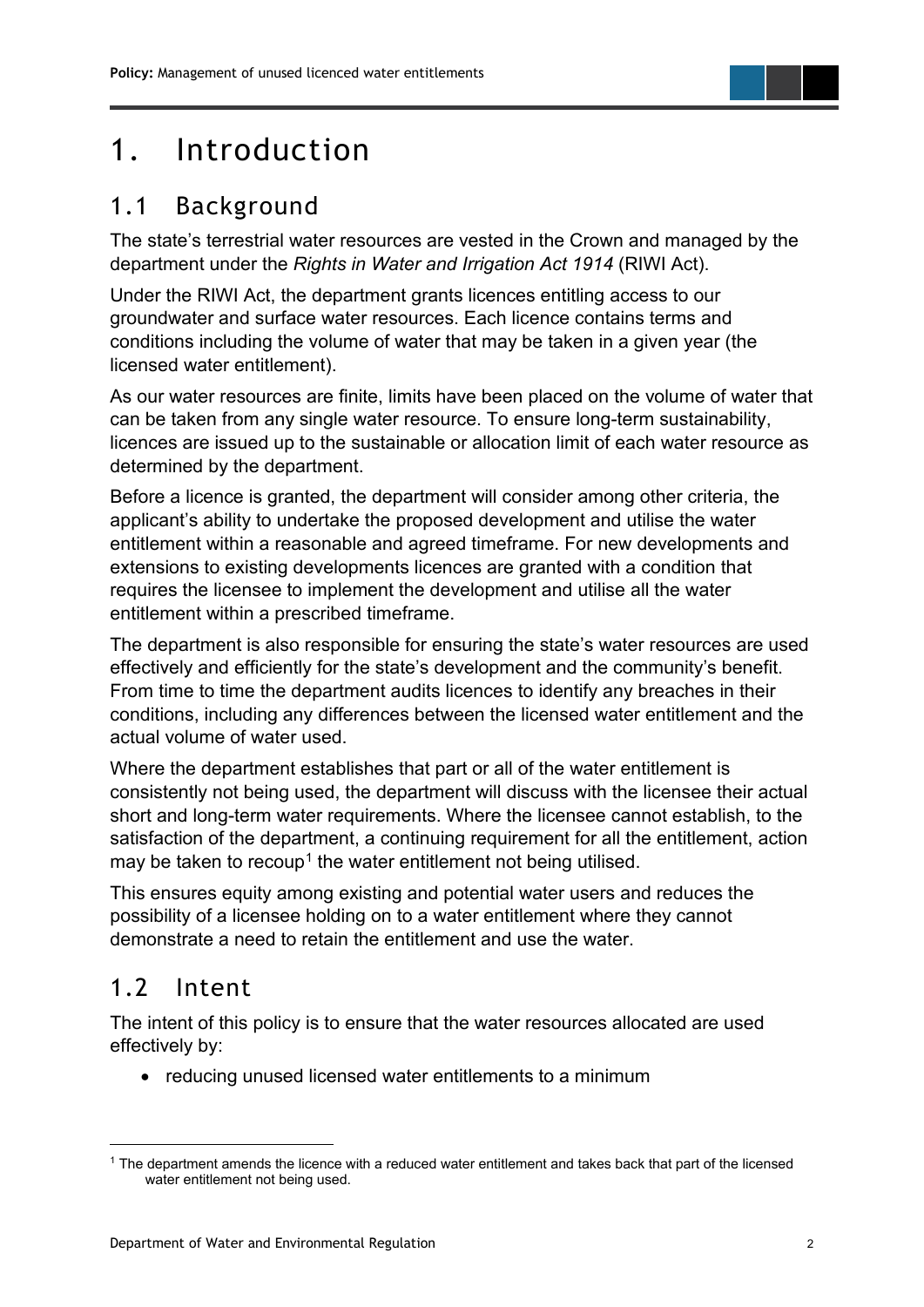# 1. Introduction

## 1.1 Background

The state's terrestrial water resources are vested in the Crown and managed by the department under the *Rights in Water and Irrigation Act 1914* (RIWI Act).

Under the RIWI Act, the department grants licences entitling access to our groundwater and surface water resources. Each licence contains terms and conditions including the volume of water that may be taken in a given year (the licensed water entitlement).

As our water resources are finite, limits have been placed on the volume of water that can be taken from any single water resource. To ensure long-term sustainability, licences are issued up to the sustainable or allocation limit of each water resource as determined by the department.

Before a licence is granted, the department will consider among other criteria, the applicant's ability to undertake the proposed development and utilise the water entitlement within a reasonable and agreed timeframe. For new developments and extensions to existing developments licences are granted with a condition that requires the licensee to implement the development and utilise all the water entitlement within a prescribed timeframe.

The department is also responsible for ensuring the state's water resources are used effectively and efficiently for the state's development and the community's benefit. From time to time the department audits licences to identify any breaches in their conditions, including any differences between the licensed water entitlement and the actual volume of water used.

Where the department establishes that part or all of the water entitlement is consistently not being used, the department will discuss with the licensee their actual short and long-term water requirements. Where the licensee cannot establish, to the satisfaction of the department, a continuing requirement for all the entitlement, action may be taken to recoup[1] the water entitlement not being utilised.

This ensures equity among existing and potential water users and reduces the possibility of a licensee holding on to a water entitlement where they cannot demonstrate a need to retain the entitlement and use the water.

## 1.2 Intent

The intent of this policy is to ensure that the water resources allocated are used effectively by:

- reducing unused licensed water entitlements to a minimum

[1] The department amends the licence with a reduced water entitlement and takes back that part of the licensed water entitlement not being used.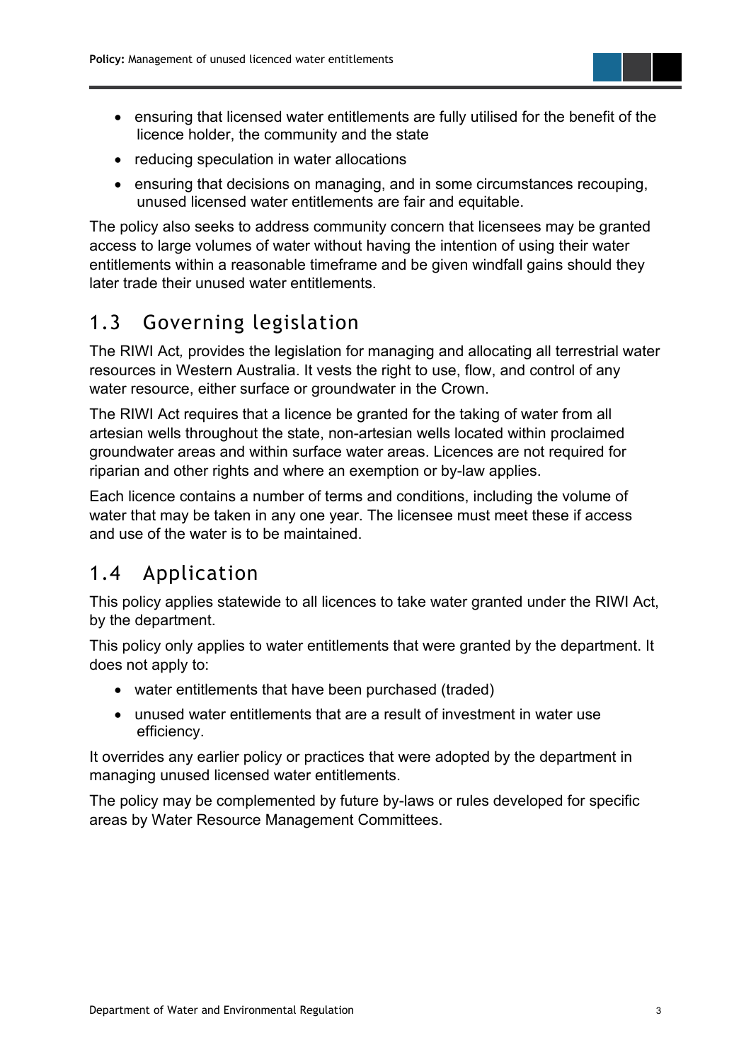- ensuring that licensed water entitlements are fully utilised for the benefit of the licence holder, the community and the state
- reducing speculation in water allocations
- ensuring that decisions on managing, and in some circumstances recouping, unused licensed water entitlements are fair and equitable.

The policy also seeks to address community concern that licensees may be granted access to large volumes of water without having the intention of using their water entitlements within a reasonable timeframe and be given windfall gains should they later trade their unused water entitlements.

## 1.3 Governing legislation

The RIWI Act*,* provides the legislation for managing and allocating all terrestrial water resources in Western Australia. It vests the right to use, flow, and control of any water resource, either surface or groundwater in the Crown.

The RIWI Act requires that a licence be granted for the taking of water from all artesian wells throughout the state, non-artesian wells located within proclaimed groundwater areas and within surface water areas. Licences are not required for riparian and other rights and where an exemption or by-law applies.

Each licence contains a number of terms and conditions, including the volume of water that may be taken in any one year. The licensee must meet these if access and use of the water is to be maintained.

## 1.4 Application

This policy applies statewide to all licences to take water granted under the RIWI Act, by the department.

This policy only applies to water entitlements that were granted by the department. It does not apply to:

- water entitlements that have been purchased (traded)
- unused water entitlements that are a result of investment in water use efficiency.

It overrides any earlier policy or practices that were adopted by the department in managing unused licensed water entitlements.

The policy may be complemented by future by-laws or rules developed for specific areas by Water Resource Management Committees.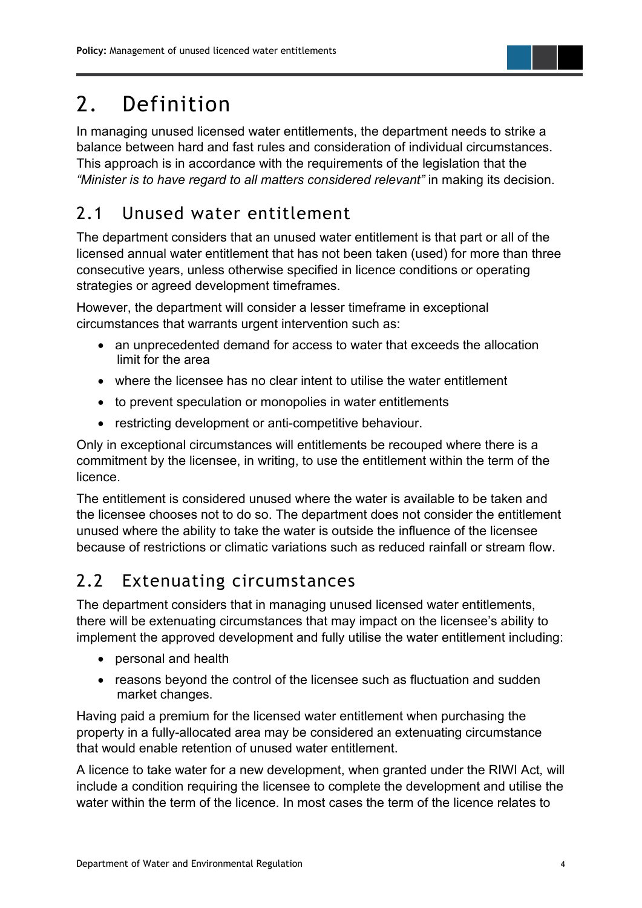# 2. Definition

In managing unused licensed water entitlements, the department needs to strike a balance between hard and fast rules and consideration of individual circumstances. This approach is in accordance with the requirements of the legislation that the *"Minister is to have regard to all matters considered relevant"* in making its decision.

## 2.1 Unused water entitlement

The department considers that an unused water entitlement is that part or all of the licensed annual water entitlement that has not been taken (used) for more than three consecutive years, unless otherwise specified in licence conditions or operating strategies or agreed development timeframes.

However, the department will consider a lesser timeframe in exceptional circumstances that warrants urgent intervention such as:

- an unprecedented demand for access to water that exceeds the allocation limit for the area
- where the licensee has no clear intent to utilise the water entitlement
- to prevent speculation or monopolies in water entitlements
- restricting development or anti-competitive behaviour.

Only in exceptional circumstances will entitlements be recouped where there is a commitment by the licensee, in writing, to use the entitlement within the term of the licence.

The entitlement is considered unused where the water is available to be taken and the licensee chooses not to do so. The department does not consider the entitlement unused where the ability to take the water is outside the influence of the licensee because of restrictions or climatic variations such as reduced rainfall or stream flow.

## 2.2 Extenuating circumstances

The department considers that in managing unused licensed water entitlements, there will be extenuating circumstances that may impact on the licensee's ability to implement the approved development and fully utilise the water entitlement including:

- personal and health
- reasons beyond the control of the licensee such as fluctuation and sudden market changes.

Having paid a premium for the licensed water entitlement when purchasing the property in a fully-allocated area may be considered an extenuating circumstance that would enable retention of unused water entitlement.

A licence to take water for a new development, when granted under the RIWI Act*,* will include a condition requiring the licensee to complete the development and utilise the water within the term of the licence. In most cases the term of the licence relates to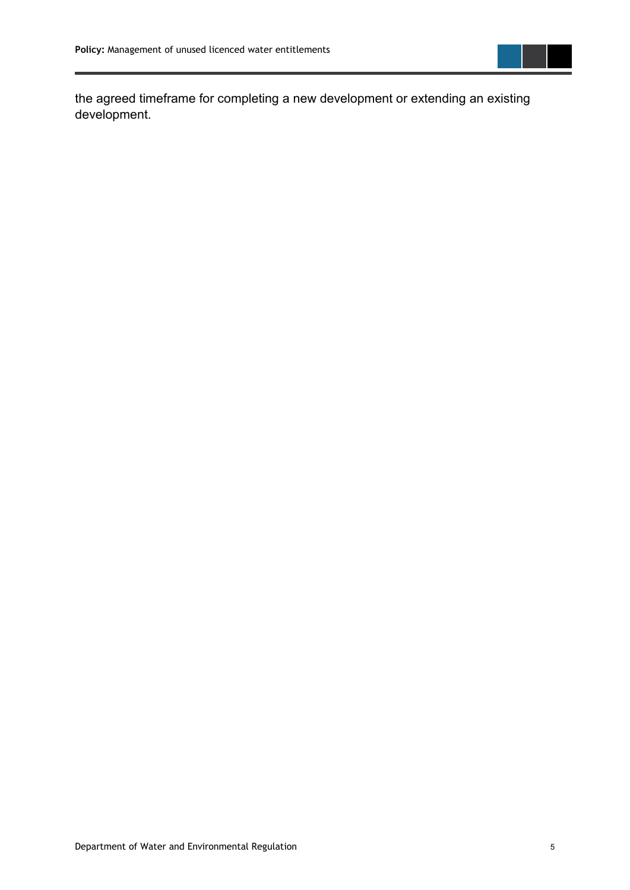the agreed timeframe for completing a new development or extending an existing development.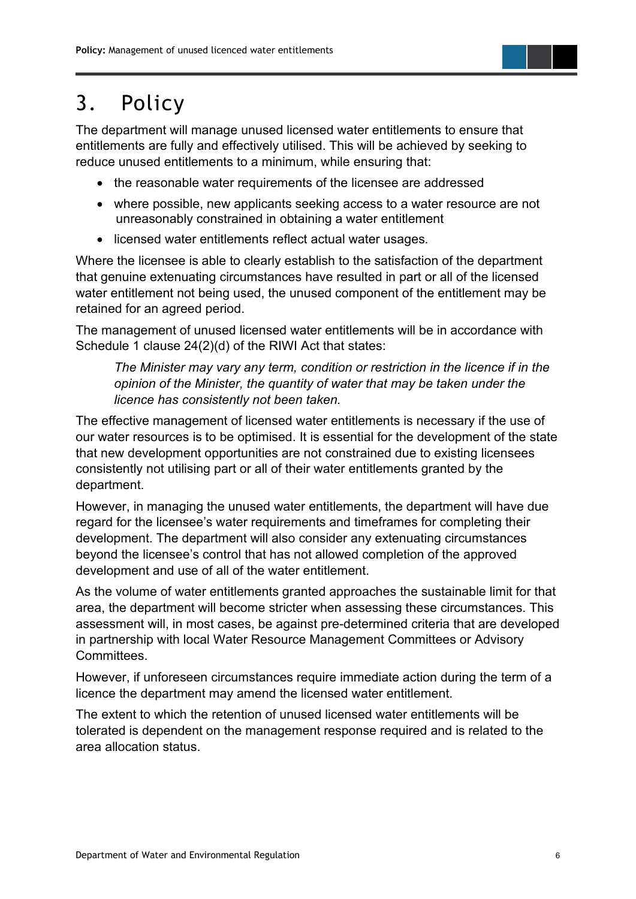# 3. Policy

The department will manage unused licensed water entitlements to ensure that entitlements are fully and effectively utilised. This will be achieved by seeking to reduce unused entitlements to a minimum, while ensuring that:

- the reasonable water requirements of the licensee are addressed
- where possible, new applicants seeking access to a water resource are not unreasonably constrained in obtaining a water entitlement
- licensed water entitlements reflect actual water usages.

Where the licensee is able to clearly establish to the satisfaction of the department that genuine extenuating circumstances have resulted in part or all of the licensed water entitlement not being used, the unused component of the entitlement may be retained for an agreed period.

The management of unused licensed water entitlements will be in accordance with Schedule 1 clause 24(2)(d) of the RIWI Act that states:

> *The Minister may vary any term, condition or restriction in the licence if in the opinion of the Minister, the quantity of water that may be taken under the licence has consistently not been taken.*

The effective management of licensed water entitlements is necessary if the use of our water resources is to be optimised. It is essential for the development of the state that new development opportunities are not constrained due to existing licensees consistently not utilising part or all of their water entitlements granted by the department.

However, in managing the unused water entitlements, the department will have due regard for the licensee's water requirements and timeframes for completing their development. The department will also consider any extenuating circumstances beyond the licensee's control that has not allowed completion of the approved development and use of all of the water entitlement.

As the volume of water entitlements granted approaches the sustainable limit for that area, the department will become stricter when assessing these circumstances. This assessment will, in most cases, be against pre-determined criteria that are developed in partnership with local Water Resource Management Committees or Advisory Committees.

However, if unforeseen circumstances require immediate action during the term of a licence the department may amend the licensed water entitlement.

The extent to which the retention of unused licensed water entitlements will be tolerated is dependent on the management response required and is related to the area allocation status.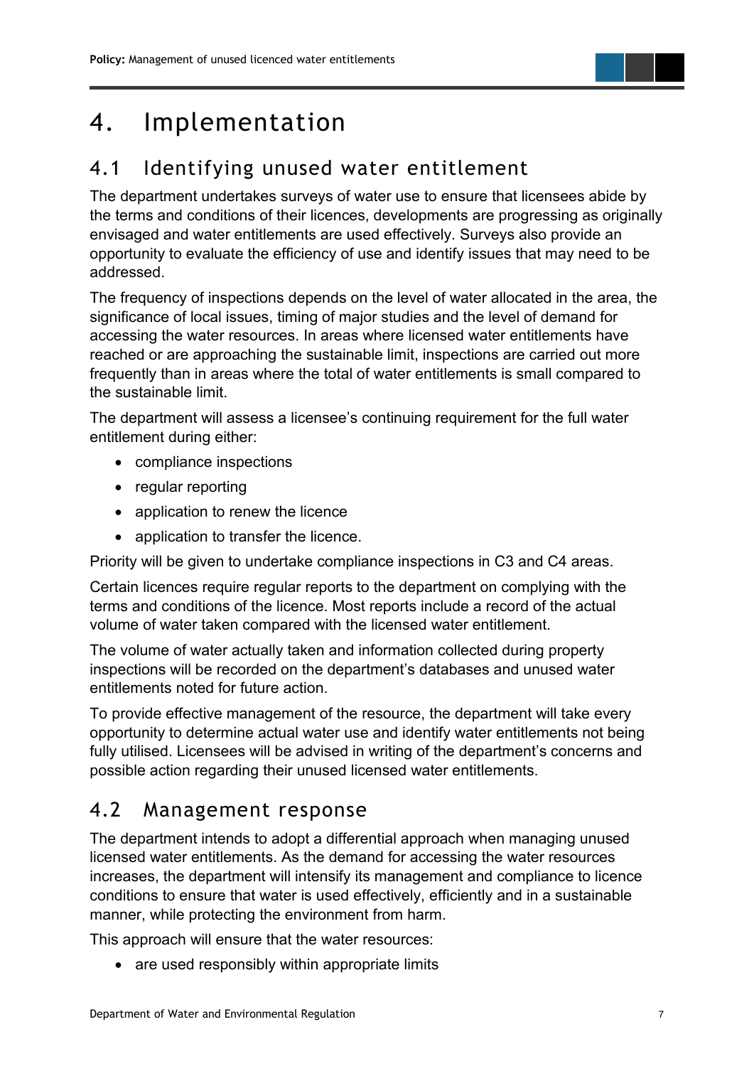# 4. Implementation

## 4.1 Identifying unused water entitlement

The department undertakes surveys of water use to ensure that licensees abide by the terms and conditions of their licences, developments are progressing as originally envisaged and water entitlements are used effectively. Surveys also provide an opportunity to evaluate the efficiency of use and identify issues that may need to be addressed.

The frequency of inspections depends on the level of water allocated in the area, the significance of local issues, timing of major studies and the level of demand for accessing the water resources. In areas where licensed water entitlements have reached or are approaching the sustainable limit, inspections are carried out more frequently than in areas where the total of water entitlements is small compared to the sustainable limit.

The department will assess a licensee's continuing requirement for the full water entitlement during either:

- compliance inspections
- regular reporting
- application to renew the licence
- application to transfer the licence.

Priority will be given to undertake compliance inspections in C3 and C4 areas.

Certain licences require regular reports to the department on complying with the terms and conditions of the licence. Most reports include a record of the actual volume of water taken compared with the licensed water entitlement.

The volume of water actually taken and information collected during property inspections will be recorded on the department's databases and unused water entitlements noted for future action.

To provide effective management of the resource, the department will take every opportunity to determine actual water use and identify water entitlements not being fully utilised. Licensees will be advised in writing of the department's concerns and possible action regarding their unused licensed water entitlements.

## 4.2 Management response

The department intends to adopt a differential approach when managing unused licensed water entitlements. As the demand for accessing the water resources increases, the department will intensify its management and compliance to licence conditions to ensure that water is used effectively, efficiently and in a sustainable manner, while protecting the environment from harm.

This approach will ensure that the water resources:

- are used responsibly within appropriate limits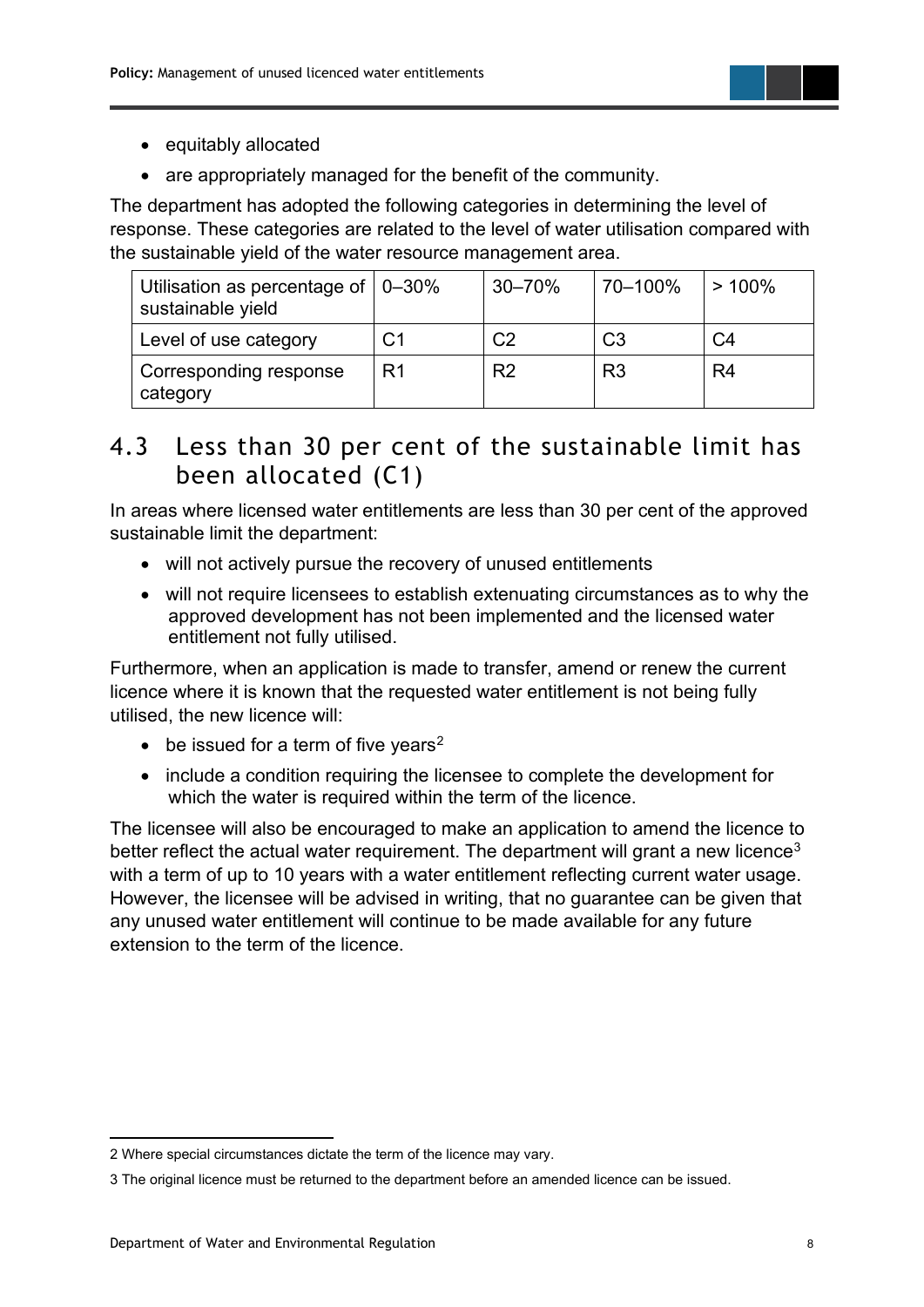- equitably allocated
- are appropriately managed for the benefit of the community.

The department has adopted the following categories in determining the level of response. These categories are related to the level of water utilisation compared with the sustainable yield of the water resource management area.

| Utilisation as percentage of sustainable yield | 0–30% | 30–70% | 70–100% | > 100% |
|---|---|---|---|---|
| Level of use category | C1 | C2 | C3 | C4 |
| Corresponding response category | R1 | R2 | R3 | R4 |

## 4.3 Less than 30 per cent of the sustainable limit has been allocated (C1)

In areas where licensed water entitlements are less than 30 per cent of the approved sustainable limit the department:

- will not actively pursue the recovery of unused entitlements
- will not require licensees to establish extenuating circumstances as to why the approved development has not been implemented and the licensed water entitlement not fully utilised.

Furthermore, when an application is made to transfer, amend or renew the current licence where it is known that the requested water entitlement is not being fully utilised, the new licence will:

- be issued for a term of five years[2]
- include a condition requiring the licensee to complete the development for which the water is required within the term of the licence.

The licensee will also be encouraged to make an application to amend the licence to better reflect the actual water requirement. The department will grant a new licence[3] with a term of up to 10 years with a water entitlement reflecting current water usage. However, the licensee will be advised in writing, that no guarantee can be given that any unused water entitlement will continue to be made available for any future extension to the term of the licence.

2 Where special circumstances dictate the term of the licence may vary.

3 The original licence must be returned to the department before an amended licence can be issued.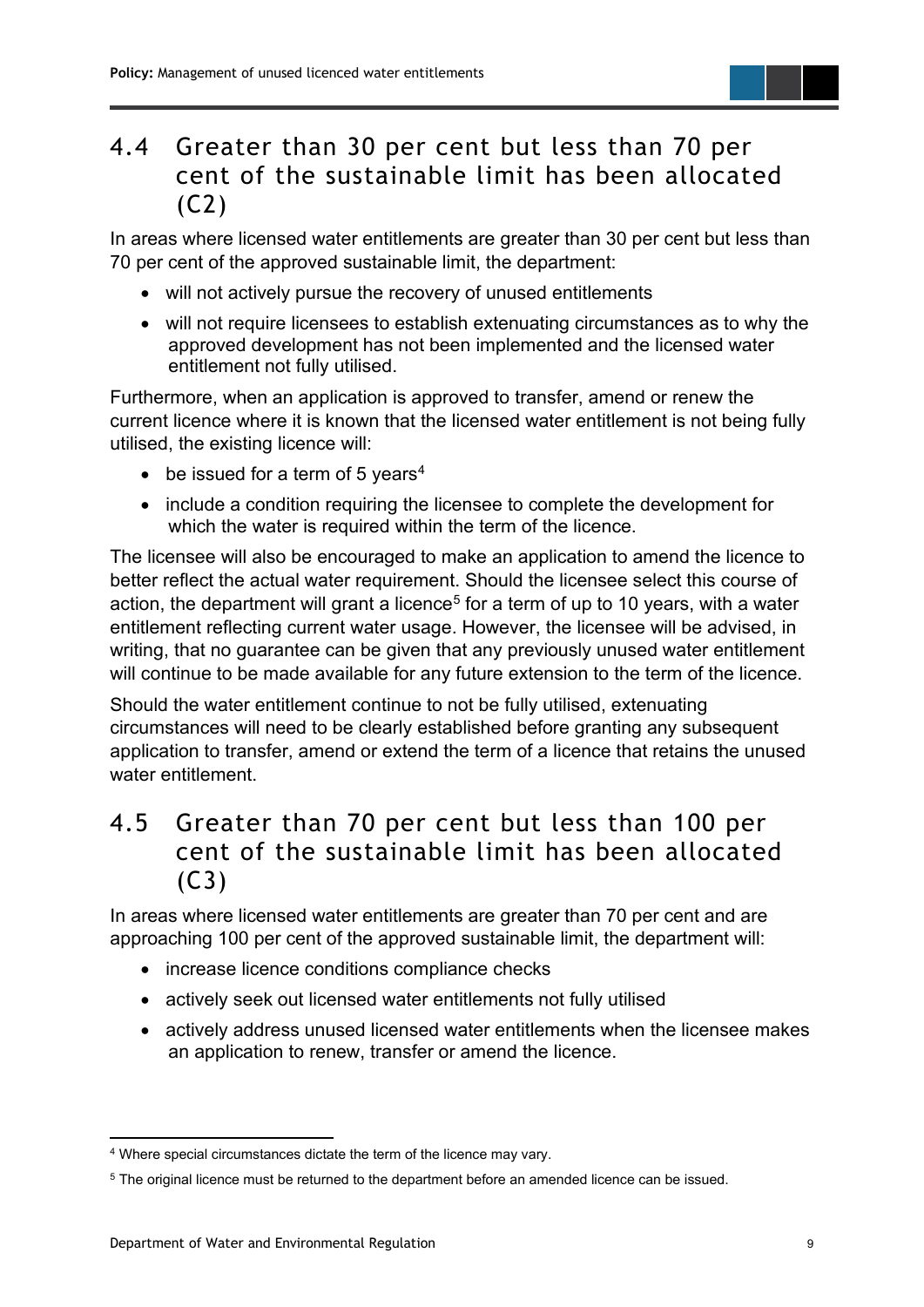## 4.4 Greater than 30 per cent but less than 70 per cent of the sustainable limit has been allocated (C2)

In areas where licensed water entitlements are greater than 30 per cent but less than 70 per cent of the approved sustainable limit, the department:

- will not actively pursue the recovery of unused entitlements
- will not require licensees to establish extenuating circumstances as to why the approved development has not been implemented and the licensed water entitlement not fully utilised.

Furthermore, when an application is approved to transfer, amend or renew the current licence where it is known that the licensed water entitlement is not being fully utilised, the existing licence will:

- be issued for a term of 5 years[4]
- include a condition requiring the licensee to complete the development for which the water is required within the term of the licence.

The licensee will also be encouraged to make an application to amend the licence to better reflect the actual water requirement. Should the licensee select this course of action, the department will grant a licence[5] for a term of up to 10 years, with a water entitlement reflecting current water usage. However, the licensee will be advised, in writing, that no guarantee can be given that any previously unused water entitlement will continue to be made available for any future extension to the term of the licence.

Should the water entitlement continue to not be fully utilised, extenuating circumstances will need to be clearly established before granting any subsequent application to transfer, amend or extend the term of a licence that retains the unused water entitlement.

## 4.5 Greater than 70 per cent but less than 100 per cent of the sustainable limit has been allocated (C3)

In areas where licensed water entitlements are greater than 70 per cent and are approaching 100 per cent of the approved sustainable limit, the department will:

- increase licence conditions compliance checks
- actively seek out licensed water entitlements not fully utilised
- actively address unused licensed water entitlements when the licensee makes an application to renew, transfer or amend the licence.

---

[4] Where special circumstances dictate the term of the licence may vary.

[5] The original licence must be returned to the department before an amended licence can be issued.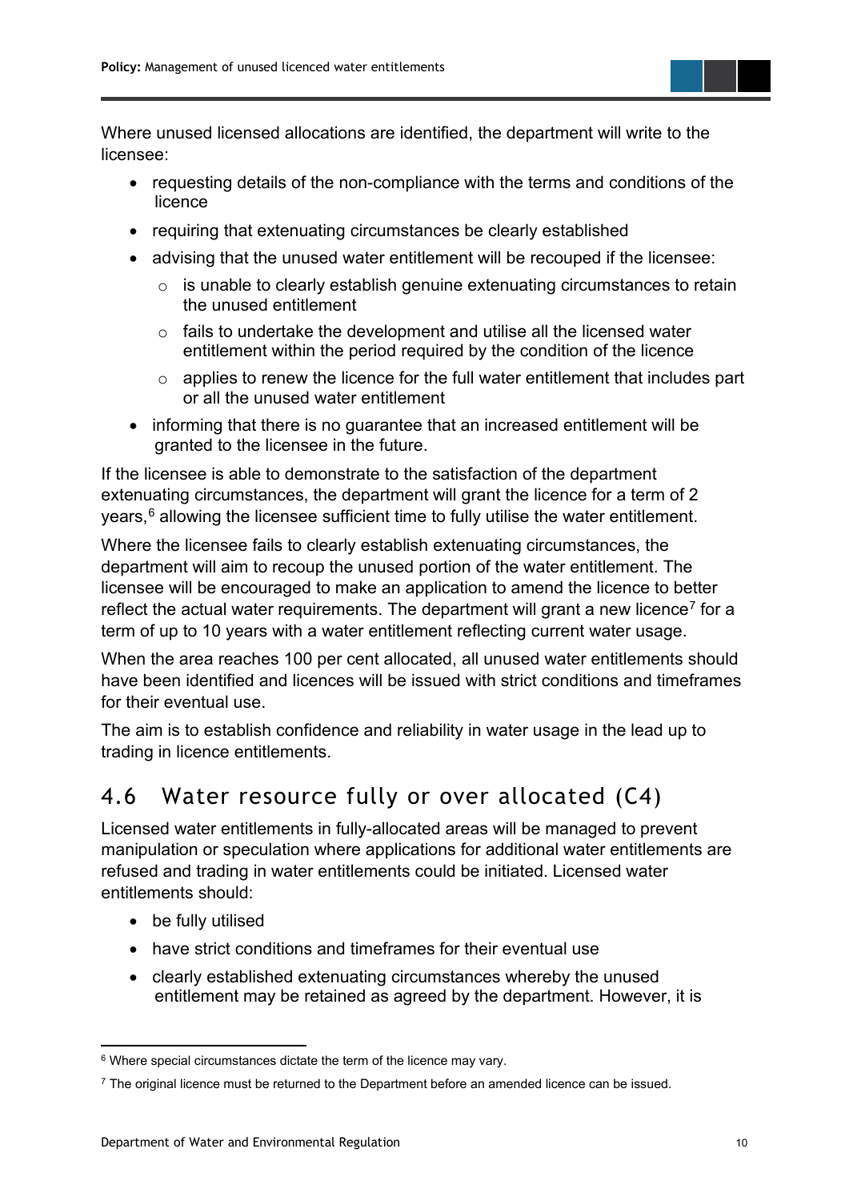Where unused licensed allocations are identified, the department will write to the licensee:

- requesting details of the non-compliance with the terms and conditions of the licence
- requiring that extenuating circumstances be clearly established
- advising that the unused water entitlement will be recouped if the licensee:
  - is unable to clearly establish genuine extenuating circumstances to retain the unused entitlement
  - fails to undertake the development and utilise all the licensed water entitlement within the period required by the condition of the licence
  - applies to renew the licence for the full water entitlement that includes part or all the unused water entitlement
- informing that there is no guarantee that an increased entitlement will be granted to the licensee in the future.

If the licensee is able to demonstrate to the satisfaction of the department extenuating circumstances, the department will grant the licence for a term of 2 years,[6] allowing the licensee sufficient time to fully utilise the water entitlement.

Where the licensee fails to clearly establish extenuating circumstances, the department will aim to recoup the unused portion of the water entitlement. The licensee will be encouraged to make an application to amend the licence to better reflect the actual water requirements. The department will grant a new licence[7] for a term of up to 10 years with a water entitlement reflecting current water usage.

When the area reaches 100 per cent allocated, all unused water entitlements should have been identified and licences will be issued with strict conditions and timeframes for their eventual use.

The aim is to establish confidence and reliability in water usage in the lead up to trading in licence entitlements.

## 4.6 Water resource fully or over allocated (C4)

Licensed water entitlements in fully-allocated areas will be managed to prevent manipulation or speculation where applications for additional water entitlements are refused and trading in water entitlements could be initiated. Licensed water entitlements should:

- be fully utilised
- have strict conditions and timeframes for their eventual use
- clearly established extenuating circumstances whereby the unused entitlement may be retained as agreed by the department. However, it is

[6] Where special circumstances dictate the term of the licence may vary.

[7] The original licence must be returned to the Department before an amended licence can be issued.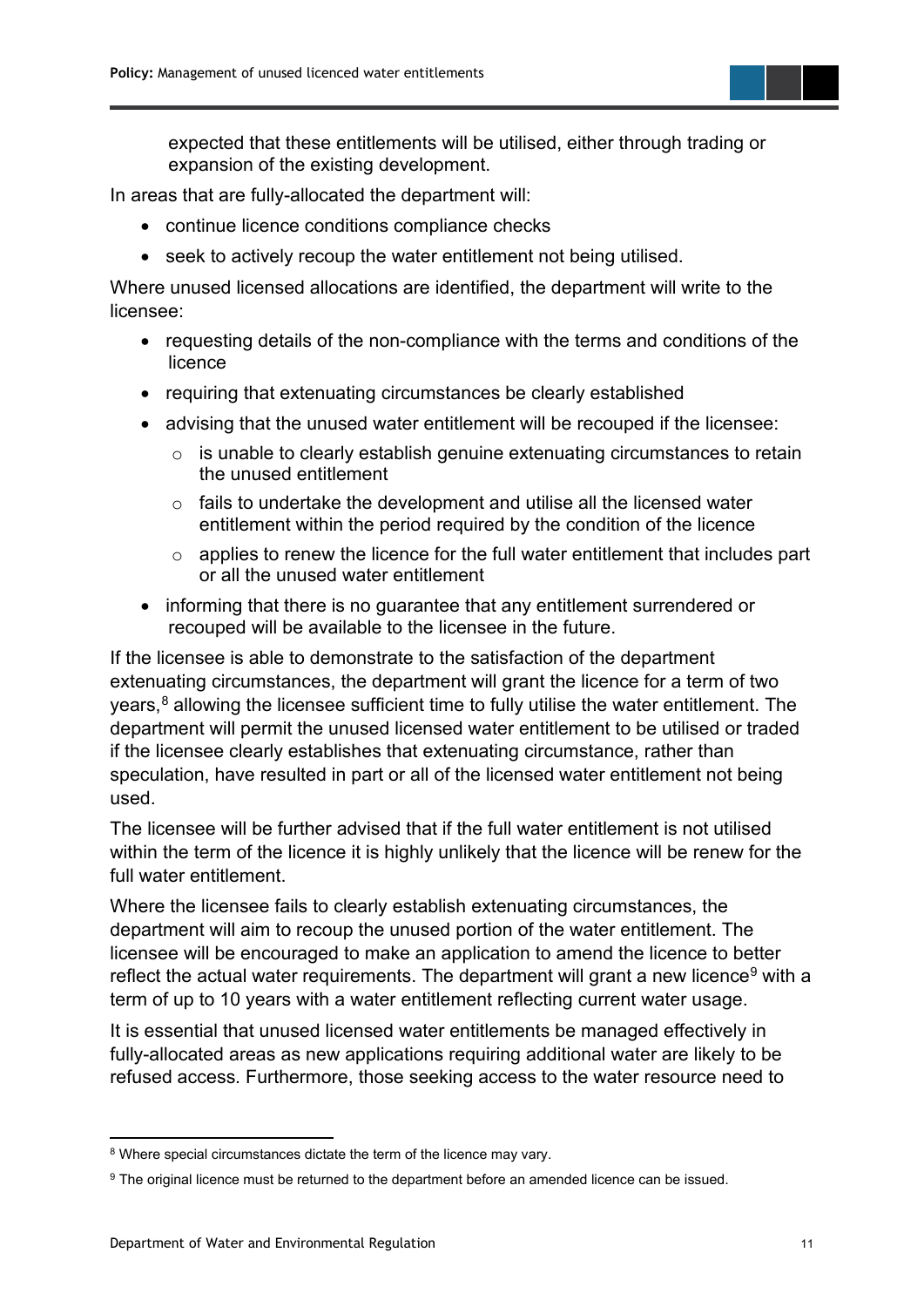expected that these entitlements will be utilised, either through trading or expansion of the existing development.

In areas that are fully-allocated the department will:

- continue licence conditions compliance checks
- seek to actively recoup the water entitlement not being utilised.

Where unused licensed allocations are identified, the department will write to the licensee:

- requesting details of the non-compliance with the terms and conditions of the licence
- requiring that extenuating circumstances be clearly established
- advising that the unused water entitlement will be recouped if the licensee:
    - is unable to clearly establish genuine extenuating circumstances to retain the unused entitlement
    - fails to undertake the development and utilise all the licensed water entitlement within the period required by the condition of the licence
    - applies to renew the licence for the full water entitlement that includes part or all the unused water entitlement
- informing that there is no guarantee that any entitlement surrendered or recouped will be available to the licensee in the future.

If the licensee is able to demonstrate to the satisfaction of the department extenuating circumstances, the department will grant the licence for a term of two years,[8] allowing the licensee sufficient time to fully utilise the water entitlement. The department will permit the unused licensed water entitlement to be utilised or traded if the licensee clearly establishes that extenuating circumstance, rather than speculation, have resulted in part or all of the licensed water entitlement not being used.

The licensee will be further advised that if the full water entitlement is not utilised within the term of the licence it is highly unlikely that the licence will be renew for the full water entitlement.

Where the licensee fails to clearly establish extenuating circumstances, the department will aim to recoup the unused portion of the water entitlement. The licensee will be encouraged to make an application to amend the licence to better reflect the actual water requirements. The department will grant a new licence[9] with a term of up to 10 years with a water entitlement reflecting current water usage.

It is essential that unused licensed water entitlements be managed effectively in fully-allocated areas as new applications requiring additional water are likely to be refused access. Furthermore, those seeking access to the water resource need to

---

[8] Where special circumstances dictate the term of the licence may vary.

[9] The original licence must be returned to the department before an amended licence can be issued.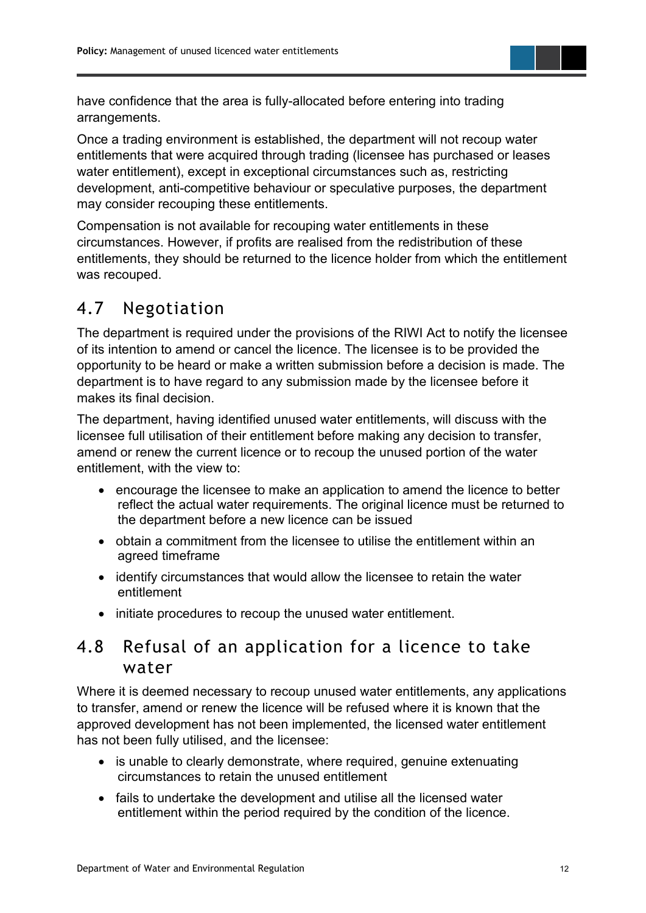have confidence that the area is fully-allocated before entering into trading arrangements.

Once a trading environment is established, the department will not recoup water entitlements that were acquired through trading (licensee has purchased or leases water entitlement), except in exceptional circumstances such as, restricting development, anti-competitive behaviour or speculative purposes, the department may consider recouping these entitlements.

Compensation is not available for recouping water entitlements in these circumstances. However, if profits are realised from the redistribution of these entitlements, they should be returned to the licence holder from which the entitlement was recouped.

## 4.7 Negotiation

The department is required under the provisions of the RIWI Act to notify the licensee of its intention to amend or cancel the licence. The licensee is to be provided the opportunity to be heard or make a written submission before a decision is made. The department is to have regard to any submission made by the licensee before it makes its final decision.

The department, having identified unused water entitlements, will discuss with the licensee full utilisation of their entitlement before making any decision to transfer, amend or renew the current licence or to recoup the unused portion of the water entitlement, with the view to:

- encourage the licensee to make an application to amend the licence to better reflect the actual water requirements. The original licence must be returned to the department before a new licence can be issued
- obtain a commitment from the licensee to utilise the entitlement within an agreed timeframe
- identify circumstances that would allow the licensee to retain the water entitlement
- initiate procedures to recoup the unused water entitlement.

## 4.8 Refusal of an application for a licence to take water

Where it is deemed necessary to recoup unused water entitlements, any applications to transfer, amend or renew the licence will be refused where it is known that the approved development has not been implemented, the licensed water entitlement has not been fully utilised, and the licensee:

- is unable to clearly demonstrate, where required, genuine extenuating circumstances to retain the unused entitlement
- fails to undertake the development and utilise all the licensed water entitlement within the period required by the condition of the licence.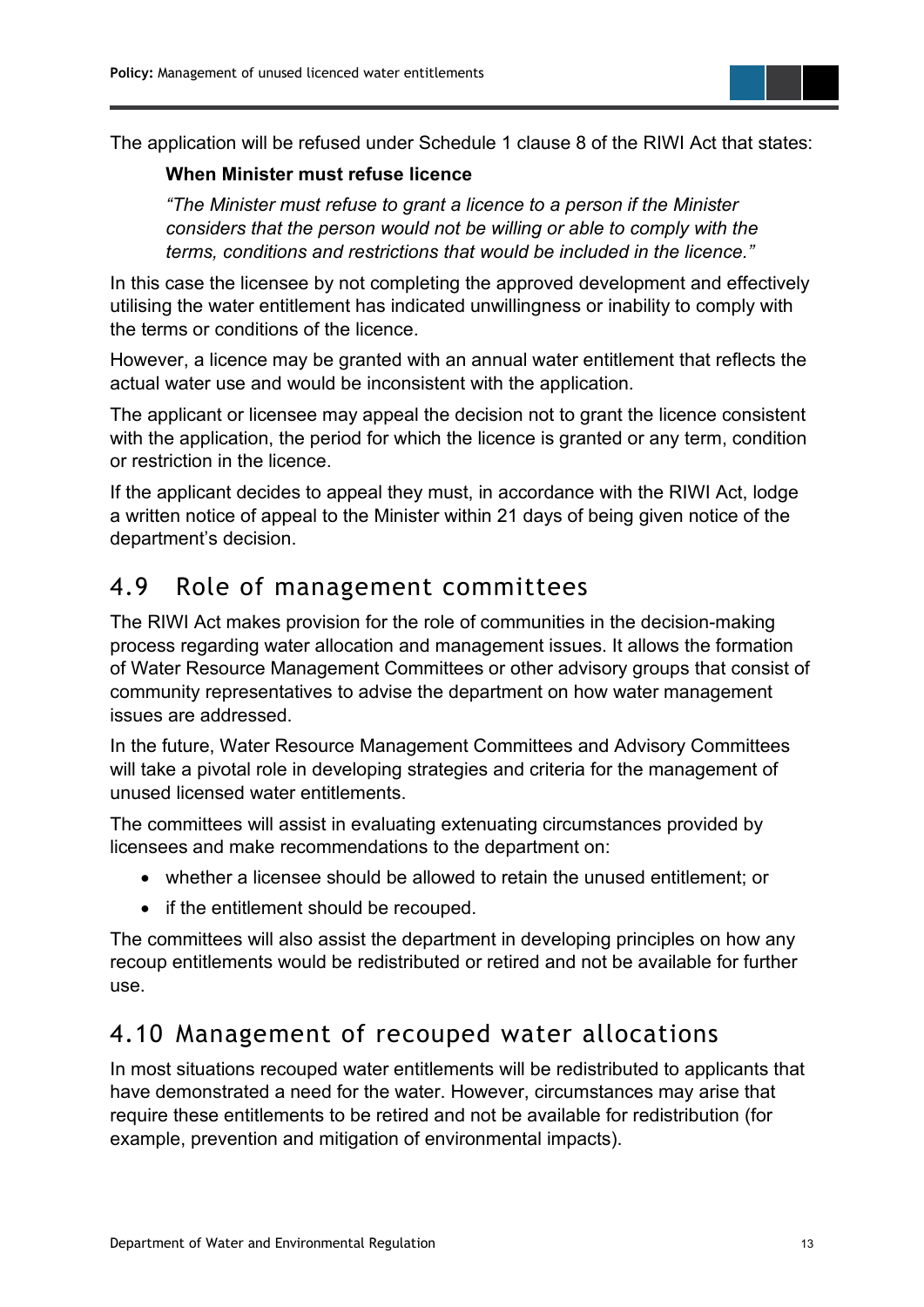The application will be refused under Schedule 1 clause 8 of the RIWI Act that states:

> **When Minister must refuse licence**
>
> *"The Minister must refuse to grant a licence to a person if the Minister considers that the person would not be willing or able to comply with the terms, conditions and restrictions that would be included in the licence."*

In this case the licensee by not completing the approved development and effectively utilising the water entitlement has indicated unwillingness or inability to comply with the terms or conditions of the licence.

However, a licence may be granted with an annual water entitlement that reflects the actual water use and would be inconsistent with the application.

The applicant or licensee may appeal the decision not to grant the licence consistent with the application, the period for which the licence is granted or any term, condition or restriction in the licence.

If the applicant decides to appeal they must, in accordance with the RIWI Act, lodge a written notice of appeal to the Minister within 21 days of being given notice of the department's decision.

## 4.9 Role of management committees

The RIWI Act makes provision for the role of communities in the decision-making process regarding water allocation and management issues. It allows the formation of Water Resource Management Committees or other advisory groups that consist of community representatives to advise the department on how water management issues are addressed.

In the future, Water Resource Management Committees and Advisory Committees will take a pivotal role in developing strategies and criteria for the management of unused licensed water entitlements.

The committees will assist in evaluating extenuating circumstances provided by licensees and make recommendations to the department on:

- whether a licensee should be allowed to retain the unused entitlement; or
- if the entitlement should be recouped.

The committees will also assist the department in developing principles on how any recoup entitlements would be redistributed or retired and not be available for further use.

## 4.10 Management of recouped water allocations

In most situations recouped water entitlements will be redistributed to applicants that have demonstrated a need for the water. However, circumstances may arise that require these entitlements to be retired and not be available for redistribution (for example, prevention and mitigation of environmental impacts).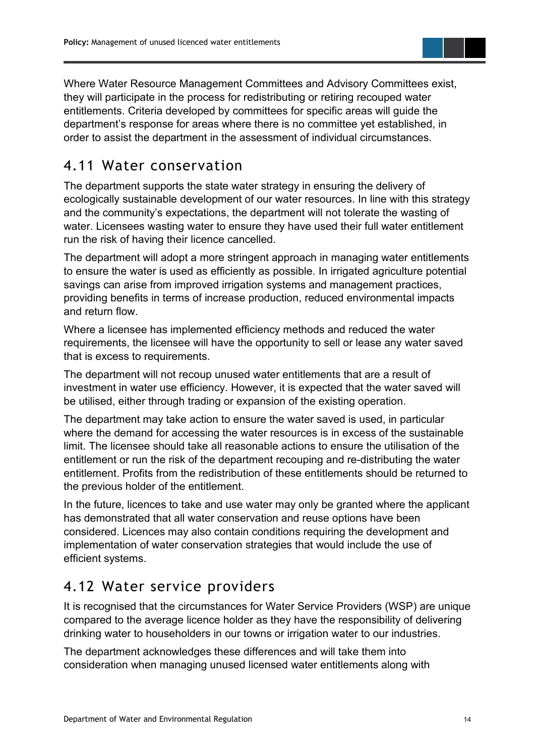Where Water Resource Management Committees and Advisory Committees exist, they will participate in the process for redistributing or retiring recouped water entitlements. Criteria developed by committees for specific areas will guide the department's response for areas where there is no committee yet established, in order to assist the department in the assessment of individual circumstances.

## 4.11 Water conservation

The department supports the state water strategy in ensuring the delivery of ecologically sustainable development of our water resources. In line with this strategy and the community's expectations, the department will not tolerate the wasting of water. Licensees wasting water to ensure they have used their full water entitlement run the risk of having their licence cancelled.

The department will adopt a more stringent approach in managing water entitlements to ensure the water is used as efficiently as possible. In irrigated agriculture potential savings can arise from improved irrigation systems and management practices, providing benefits in terms of increase production, reduced environmental impacts and return flow.

Where a licensee has implemented efficiency methods and reduced the water requirements, the licensee will have the opportunity to sell or lease any water saved that is excess to requirements.

The department will not recoup unused water entitlements that are a result of investment in water use efficiency. However, it is expected that the water saved will be utilised, either through trading or expansion of the existing operation.

The department may take action to ensure the water saved is used, in particular where the demand for accessing the water resources is in excess of the sustainable limit. The licensee should take all reasonable actions to ensure the utilisation of the entitlement or run the risk of the department recouping and re-distributing the water entitlement. Profits from the redistribution of these entitlements should be returned to the previous holder of the entitlement.

In the future, licences to take and use water may only be granted where the applicant has demonstrated that all water conservation and reuse options have been considered. Licences may also contain conditions requiring the development and implementation of water conservation strategies that would include the use of efficient systems.

## 4.12 Water service providers

It is recognised that the circumstances for Water Service Providers (WSP) are unique compared to the average licence holder as they have the responsibility of delivering drinking water to householders in our towns or irrigation water to our industries.

The department acknowledges these differences and will take them into consideration when managing unused licensed water entitlements along with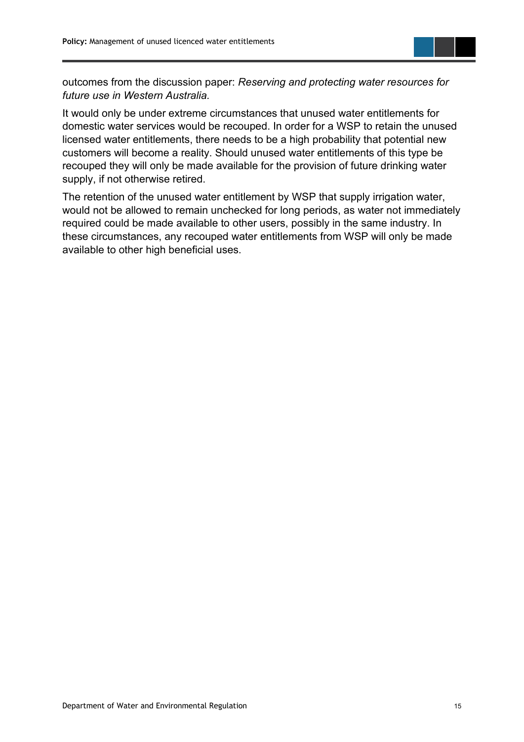outcomes from the discussion paper: *Reserving and protecting water resources for future use in Western Australia.*

It would only be under extreme circumstances that unused water entitlements for domestic water services would be recouped. In order for a WSP to retain the unused licensed water entitlements, there needs to be a high probability that potential new customers will become a reality. Should unused water entitlements of this type be recouped they will only be made available for the provision of future drinking water supply, if not otherwise retired.

The retention of the unused water entitlement by WSP that supply irrigation water, would not be allowed to remain unchecked for long periods, as water not immediately required could be made available to other users, possibly in the same industry. In these circumstances, any recouped water entitlements from WSP will only be made available to other high beneficial uses.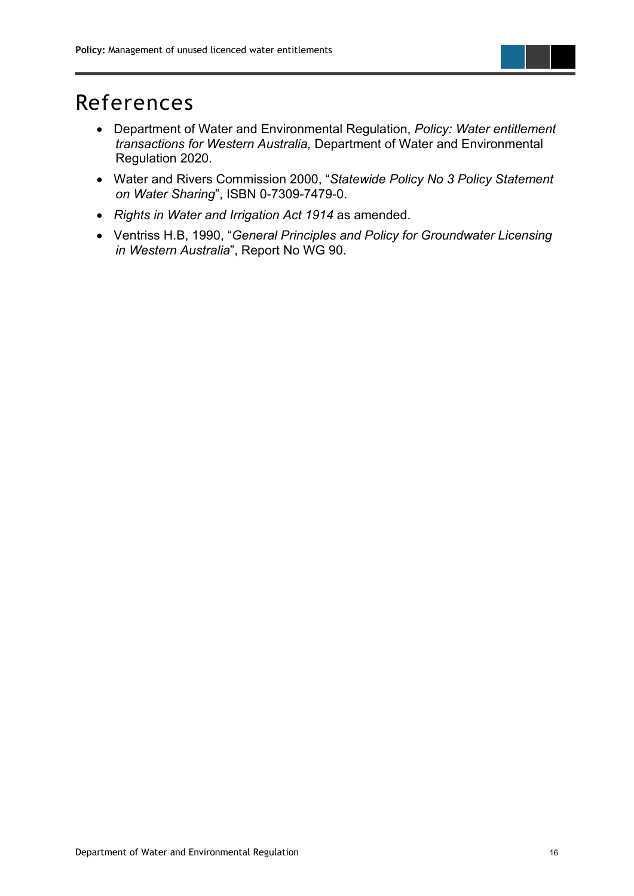# References

- Department of Water and Environmental Regulation, *Policy: Water entitlement transactions for Western Australia,* Department of Water and Environmental Regulation 2020.
- Water and Rivers Commission 2000, "*Statewide Policy No 3 Policy Statement on Water Sharing*", ISBN 0-7309-7479-0.
- *Rights in Water and Irrigation Act 1914* as amended.
- Ventriss H.B, 1990, "*General Principles and Policy for Groundwater Licensing in Western Australia*", Report No WG 90.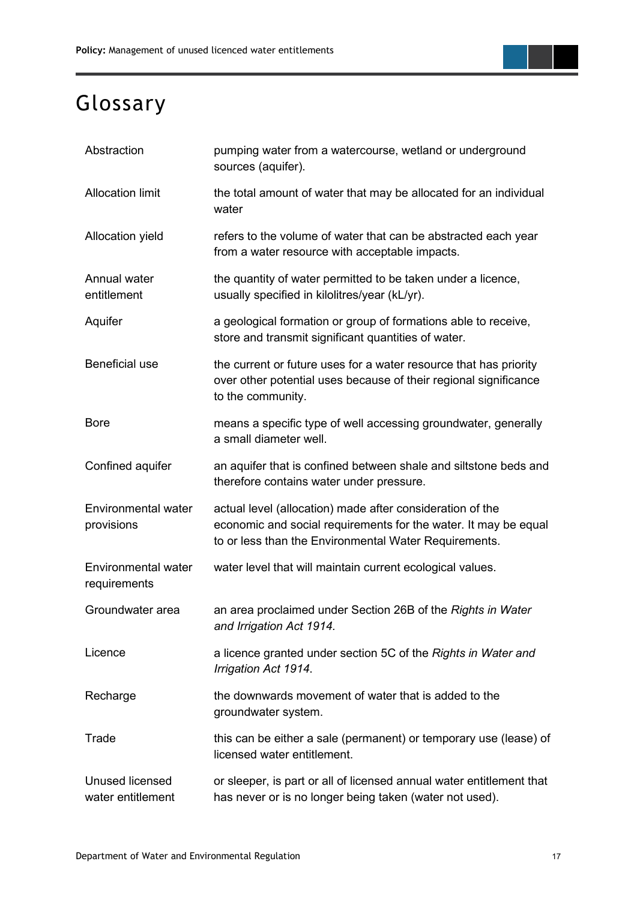# Glossary

| | |
|---|---|
| Abstraction | pumping water from a watercourse, wetland or underground sources (aquifer). |
| Allocation limit | the total amount of water that may be allocated for an individual water |
| Allocation yield | refers to the volume of water that can be abstracted each year from a water resource with acceptable impacts. |
| Annual water entitlement | the quantity of water permitted to be taken under a licence, usually specified in kilolitres/year (kL/yr). |
| Aquifer | a geological formation or group of formations able to receive, store and transmit significant quantities of water. |
| Beneficial use | the current or future uses for a water resource that has priority over other potential uses because of their regional significance to the community. |
| Bore | means a specific type of well accessing groundwater, generally a small diameter well. |
| Confined aquifer | an aquifer that is confined between shale and siltstone beds and therefore contains water under pressure. |
| Environmental water provisions | actual level (allocation) made after consideration of the economic and social requirements for the water. It may be equal to or less than the Environmental Water Requirements. |
| Environmental water requirements | water level that will maintain current ecological values. |
| Groundwater area | an area proclaimed under Section 26B of the *Rights in Water and Irrigation Act 1914.* |
| Licence | a licence granted under section 5C of the *Rights in Water and Irrigation Act 1914*. |
| Recharge | the downwards movement of water that is added to the groundwater system. |
| Trade | this can be either a sale (permanent) or temporary use (lease) of licensed water entitlement. |
| Unused licensed water entitlement | or sleeper, is part or all of licensed annual water entitlement that has never or is no longer being taken (water not used). |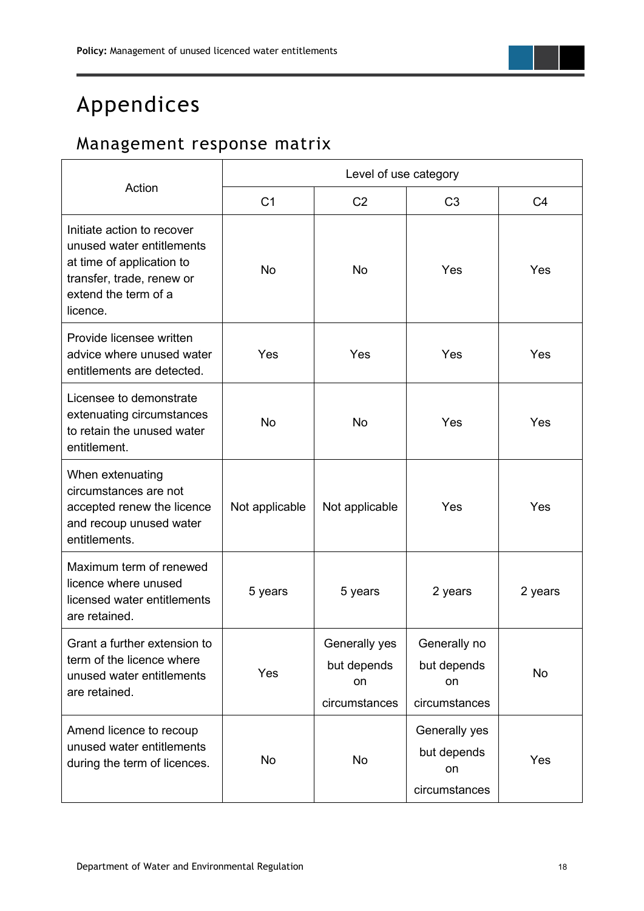# Appendices

## Management response matrix

| Action | Level of use category | | | |
|---|---|---|---|---|
| | C1 | C2 | C3 | C4 |
| Initiate action to recover unused water entitlements at time of application to transfer, trade, renew or extend the term of a licence. | No | No | Yes | Yes |
| Provide licensee written advice where unused water entitlements are detected. | Yes | Yes | Yes | Yes |
| Licensee to demonstrate extenuating circumstances to retain the unused water entitlement. | No | No | Yes | Yes |
| When extenuating circumstances are not accepted renew the licence and recoup unused water entitlements. | Not applicable | Not applicable | Yes | Yes |
| Maximum term of renewed licence where unused licensed water entitlements are retained. | 5 years | 5 years | 2 years | 2 years |
| Grant a further extension to term of the licence where unused water entitlements are retained. | Yes | Generally yes but depends on circumstances | Generally no but depends on circumstances | No |
| Amend licence to recoup unused water entitlements during the term of licences. | No | No | Generally yes but depends on circumstances | Yes |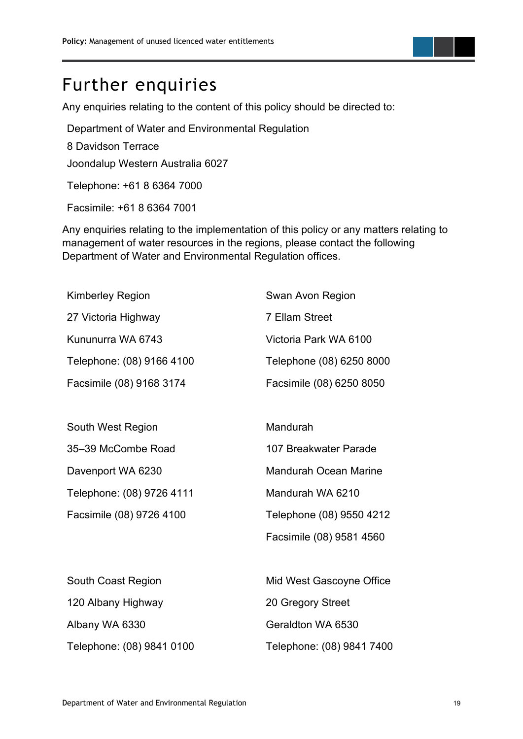# Further enquiries

Any enquiries relating to the content of this policy should be directed to:

Department of Water and Environmental Regulation

8 Davidson Terrace

Joondalup Western Australia 6027

Telephone: +61 8 6364 7000

Facsimile: +61 8 6364 7001

Any enquiries relating to the implementation of this policy or any matters relating to management of water resources in the regions, please contact the following Department of Water and Environmental Regulation offices.

Kimberley Region

27 Victoria Highway

Kununurra WA 6743

Telephone: (08) 9166 4100

Facsimile (08) 9168 3174

Swan Avon Region

7 Ellam Street

Victoria Park WA 6100

Telephone (08) 6250 8000

Facsimile (08) 6250 8050

South West Region

35–39 McCombe Road

Davenport WA 6230

Telephone: (08) 9726 4111

Facsimile (08) 9726 4100

Mandurah

107 Breakwater Parade

Mandurah Ocean Marine

Mandurah WA 6210

Telephone (08) 9550 4212

Facsimile (08) 9581 4560

South Coast Region

120 Albany Highway

Albany WA 6330

Telephone: (08) 9841 0100

Mid West Gascoyne Office

20 Gregory Street

Geraldton WA 6530

Telephone: (08) 9841 7400